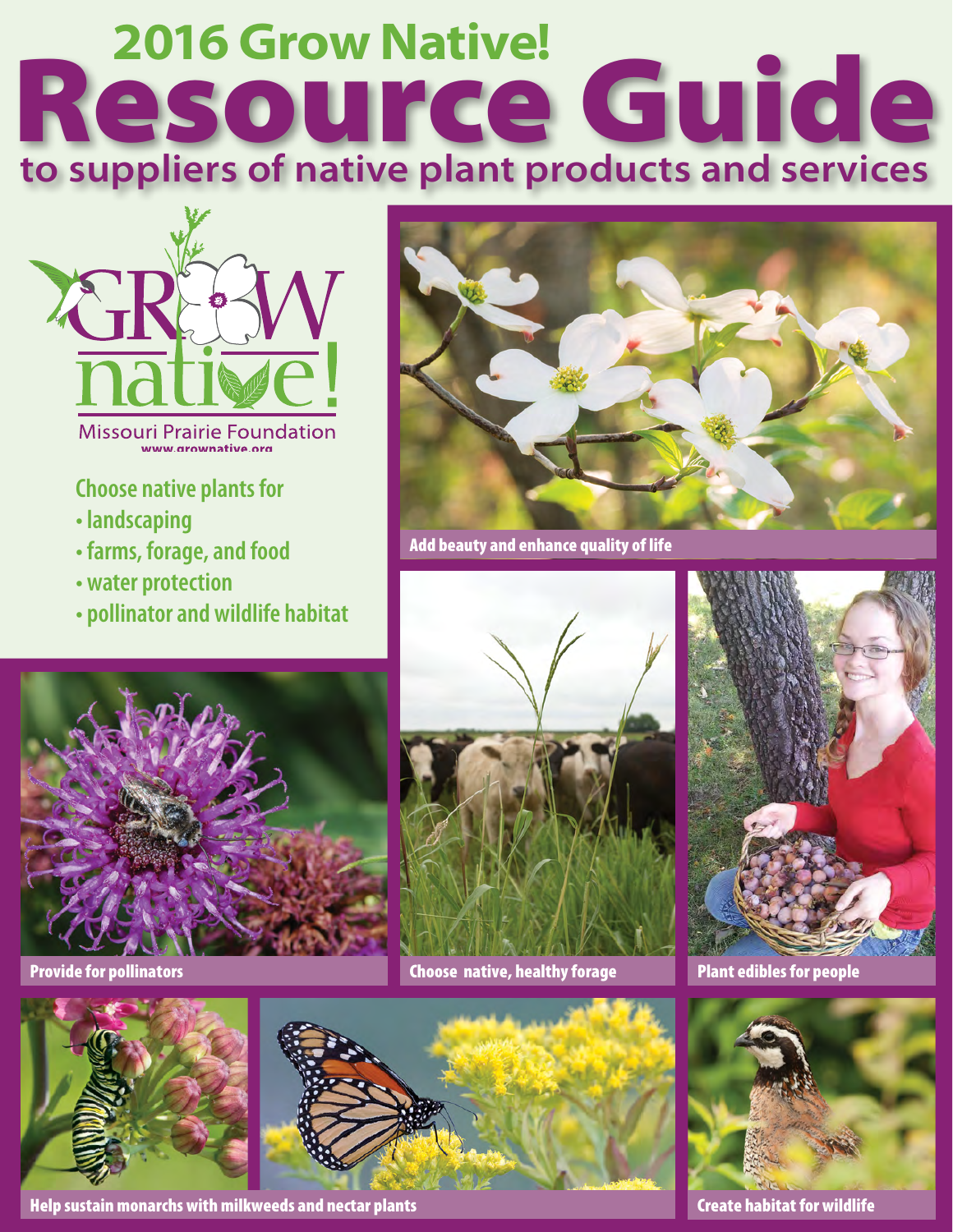# 2016 Grow Native! Resource Guide

## to suppliers of native plant products and services

GROW native!

Missouri Prairie Foundation

www.grownative.org

Choose native plants for

- landscaping
- farms, forage, and food
- water protection
- pollinator and wildlife habitat

Add beauty and enhance quality of life

Provide for pollinators

Choose native, healthy forage

Plant edibles for people

Help sustain monarchs with milkweeds and nectar plants

Create habitat for wildlife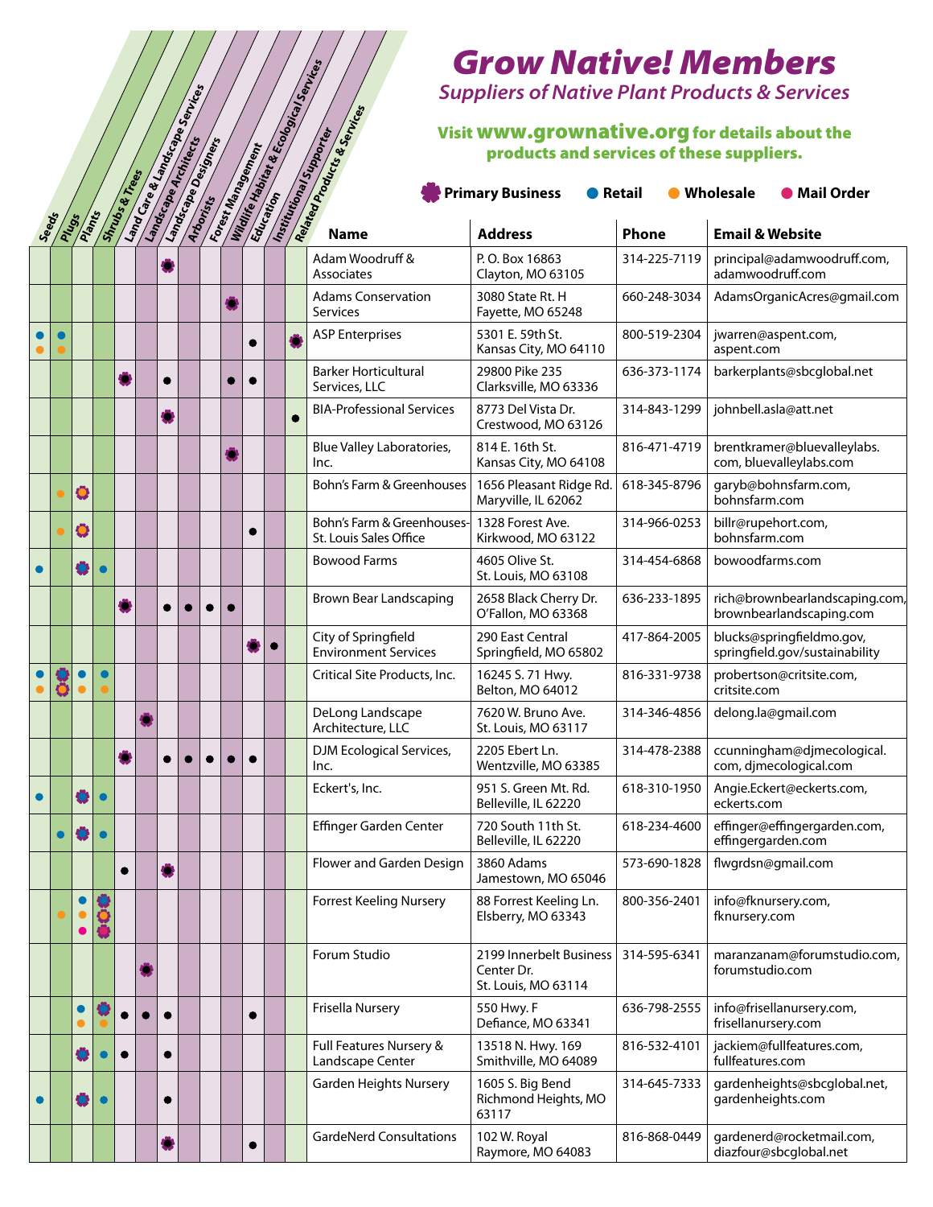# Grow Native! Members

## *Suppliers of Native Plant Products & Services*

**Visit www.grownative.org for details about the products and services of these suppliers.**

Legend: ✿ Primary Business · R = Retail (blue dot) · W = Wholesale (orange dot) · M = Mail Order (pink dot) · ● = service offered (black dot)

| Seeds | Plugs | Plants | Shrubs & Trees | Land Care & Landscape Services | Landscape Architects | Landscape Designers | Arborists | Forest Management | Wildlife Habitat & Ecological Services | Education | Institutional Supporter | Related Products & Services | Name | Address | Phone | Email & Website |
|---|---|---|---|---|---|---|---|---|---|---|---|---|---|---|---|---|
| | | | | | | ✿ | | | | | | | Adam Woodruff & Associates | P. O. Box 16863 Clayton, MO 63105 | 314-225-7119 | principal@adamwoodruff.com, adamwoodruff.com |
| | | | | | | | | | ✿ | | | | Adams Conservation Services | 3080 State Rt. H Fayette, MO 65248 | 660-248-3034 | AdamsOrganicAcres@gmail.com |
| R, W | R, W | | | | | | | | | ● | | ✿ | ASP Enterprises | 5301 E. 59th St. Kansas City, MO 64110 | 800-519-2304 | jwarren@aspent.com, aspent.com |
| | | | | ✿ | | ● | | | ● | ● | | | Barker Horticultural Services, LLC | 29800 Pike 235 Clarksville, MO 63336 | 636-373-1174 | barkerplants@sbcglobal.net |
| | | | | | | ✿ | | | | | | ● | BIA-Professional Services | 8773 Del Vista Dr. Crestwood, MO 63126 | 314-843-1299 | johnbell.asla@att.net |
| | | | | | | | | | ✿ | | | | Blue Valley Laboratories, Inc. | 814 E. 16th St. Kansas City, MO 64108 | 816-471-4719 | brentkramer@bluevalleylabs.com, bluevalleylabs.com |
| | W | ✿ W | | | | | | | | | | | Bohn's Farm & Greenhouses | 1656 Pleasant Ridge Rd. Maryville, IL 62062 | 618-345-8796 | garyb@bohnsfarm.com, bohnsfarm.com |
| | W | ✿ W | | | | | | | | ● | | | Bohn's Farm & Greenhouses-St. Louis Sales Office | 1328 Forest Ave. Kirkwood, MO 63122 | 314-966-0253 | billr@rupehort.com, bohnsfarm.com |
| R | | ✿ R | R | | | | | | | | | | Bowood Farms | 4605 Olive St. St. Louis, MO 63108 | 314-454-6868 | bowoodfarms.com |
| | | | | ✿ | | ● | ● | ● | ● | | | | Brown Bear Landscaping | 2658 Black Cherry Dr. O'Fallon, MO 63368 | 636-233-1895 | rich@brownbearlandscaping.com, brownbearlandscaping.com |
| | | | | | | | | | | ✿ | ● | | City of Springfield Environment Services | 290 East Central Springfield, MO 65802 | 417-864-2005 | blucks@springfieldmo.gov, springfield.gov/sustainability |
| R, W | ✿ R, ✿ W | R, W | R, W | | | | | | | | | | Critical Site Products, Inc. | 16245 S. 71 Hwy. Belton, MO 64012 | 816-331-9738 | probertson@critsite.com, critsite.com |
| | | | | | ✿ | | | | | | | | DeLong Landscape Architecture, LLC | 7620 W. Bruno Ave. St. Louis, MO 63117 | 314-346-4856 | delong.la@gmail.com |
| | | | | ✿ | | ● | ● | ● | ● | ● | | | DJM Ecological Services, Inc. | 2205 Ebert Ln. Wentzville, MO 63385 | 314-478-2388 | ccunningham@djmecological.com, djmecological.com |
| R | | ✿ R | R | | | | | | | | | | Eckert's, Inc. | 951 S. Green Mt. Rd. Belleville, IL 62220 | 618-310-1950 | Angie.Eckert@eckerts.com, eckerts.com |
| | R | ✿ R | R | | | | | | | | | | Effinger Garden Center | 720 South 11th St. Belleville, IL 62220 | 618-234-4600 | effinger@effingergarden.com, effingergarden.com |
| | | | | ● | | ✿ | | | | | | | Flower and Garden Design | 3860 Adams Jamestown, MO 65046 | 573-690-1828 | flwgrdsn@gmail.com |
| | W | R, W, M | ✿ R, ✿ W, ✿ M | | | | | | | | | | Forrest Keeling Nursery | 88 Forrest Keeling Ln. Elsberry, MO 63343 | 800-356-2401 | info@fknursery.com, fknursery.com |
| | | | | | ✿ | | | | | | | | Forum Studio | 2199 Innerbelt Business Center Dr. St. Louis, MO 63114 | 314-595-6341 | maranzanam@forumstudio.com, forumstudio.com |
| | | R, W | ✿ R, W | ● | ● | ● | | | | ● | | | Frisella Nursery | 550 Hwy. F Defiance, MO 63341 | 636-798-2555 | info@frisellanursery.com, frisellanursery.com |
| | | ✿ R | R | ● | | ● | | | | | | | Full Features Nursery & Landscape Center | 13518 N. Hwy. 169 Smithville, MO 64089 | 816-532-4101 | jackiem@fullfeatures.com, fullfeatures.com |
| R | | ✿ R | R | | | ● | | | | | | | Garden Heights Nursery | 1605 S. Big Bend Richmond Heights, MO 63117 | 314-645-7333 | gardenheights@sbcglobal.net, gardenheights.com |
| | | | | | | ✿ | | | | ● | | | GardeNerd Consultations | 102 W. Royal Raymore, MO 64083 | 816-868-0449 | gardenerd@rocketmail.com, diazfour@sbcglobal.net |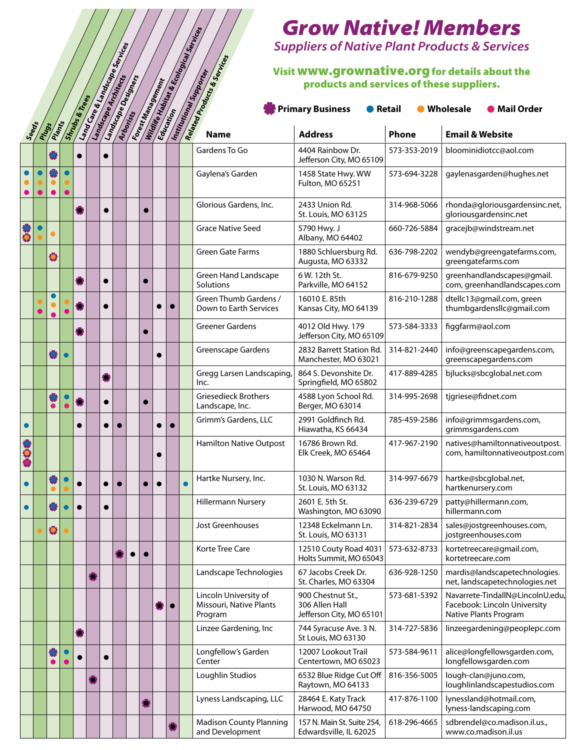# Grow Native! Members

## Suppliers of Native Plant Products & Services

**Visit www.grownative.org for details about the products and services of these suppliers.**

Legend: ✿ Primary Business · ● Retail · ● Wholesale · ● Mail Order

| Seeds | Plugs | Plants | Shrubs & Trees | Land Care & Landscape Services | Landscape Architects | Landscape Designers | Arborists | Forest Management | Wildlife Habitat & Ecological Services | Education | Institutional Supporter | Related Products & Services | Name | Address | Phone | Email & Website |
|---|---|---|---|---|---|---|---|---|---|---|---|---|---|---|---|---|
| | | ✿ | | ● | | ● | | | | | | | Gardens To Go | 4404 Rainbow Dr. Jefferson City, MO 65109 | 573-353-2019 | bloominidiotcc@aol.com |
| Retail, Wholesale, Mail Order | Retail, Wholesale, Mail Order | ✿ Retail, Wholesale, Mail Order | Retail, Wholesale, Mail Order | | | | | | | | | | Gaylena's Garden | 1458 State Hwy. WW Fulton, MO 65251 | 573-694-3228 | gaylenasgarden@hughes.net |
| | | | | ✿ | | ● | | | ● | | | | Glorious Gardens, Inc. | 2433 Union Rd. St. Louis, MO 63125 | 314-968-5066 | rhonda@gloriousgardensinc.net, gloriousgardensinc.net |
| ✿ Retail, Wholesale | Retail, Wholesale | Wholesale | | | | | | | | | | | Grace Native Seed | 5790 Hwy. J Albany, MO 64402 | 660-726-5884 | gracejb@windstream.net |
| | | ✿ Wholesale | | | | | | | | | | | Green Gate Farms | 1880 Schluersburg Rd. Augusta, MO 63332 | 636-798-2202 | wendyb@greengatefarms.com, greengatefarms.com |
| | | | | ✿ | | ● | | | ● | | | | Green Hand Landscape Solutions | 6 W. 12th St. Parkville, MO 64152 | 816-679-9250 | greenhandlandscapes@gmail.com, greenhandlandscapes.com |
| | Wholesale, Mail Order | Retail, Wholesale, Mail Order | Wholesale, Mail Order | ✿ | | ● | | | | ● | ● | | Green Thumb Gardens / Down to Earth Services | 16010 E. 85th Kansas City, MO 64139 | 816-210-1288 | dtellc13@gmail.com, greenthumbgardensllc@gmail.com |
| | | | | ✿ | | | | | ● | | | | Greener Gardens | 4012 Old Hwy. 179 Jefferson City, MO 65109 | 573-584-3333 | figgfarm@aol.com |
| | | ✿ Retail | Retail | | | | | | | ● | | | Greenscape Gardens | 2832 Barrett Station Rd. Manchester, MO 63021 | 314-821-2440 | info@greenscapegardens.com, greenscapegardens.com |
| | | | | | | ✿ | | | | | | | Gregg Larsen Landscaping, Inc. | 864 S. Devonshite Dr. Springfield, MO 65802 | 417-889-4285 | bjlucks@sbcglobal.net.com |
| | | ✿ Mail Order | Retail, Mail Order | ✿ | | ● | | | ● | | | | Griesedieck Brothers Landscape, Inc. | 4588 Lyon School Rd. Berger, MO 63014 | 314-995-2698 | tjgriese@fidnet.com |
| Retail | | | | ● | | ● | ● | | | ● | ● | | Grimm's Gardens, LLC | 2991 Goldfinch Rd. Hiawatha, KS 66434 | 785-459-2586 | info@grimmsgardens.com, grimmsgardens.com |
| ✿ Retail, Wholesale, Mail Order | | | | | | | | | | ● | | | Hamilton Native Outpost | 16786 Brown Rd. Elk Creek, MO 65464 | 417-967-2190 | natives@hamiltonnativeoutpost.com, hamiltonnativeoutpost.com |
| Retail | | ✿ Retail, Wholesale | Retail, Wholesale | ● | | ● | ● | | ● | ● | | Retail | Hartke Nursery, Inc. | 1030 N. Warson Rd. St. Louis, MO 63132 | 314-997-6679 | hartke@sbcglobal.net, hartkenursery.com |
| Retail | | ✿ Retail | Retail | ● | | ● | | | | | | | Hillermann Nursery | 2601 E. 5th St. Washington, MO 63090 | 636-239-6729 | patty@hillermann.com, hillermann.com |
| | Wholesale | ✿ Wholesale | Wholesale | | | | | | | | | | Jost Greenhouses | 12348 Eckelmann Ln. St. Louis, MO 63131 | 314-821-2834 | sales@jostgreenhouses.com, jostgreenhouses.com |
| | | | | | | | ✿ | ● | ● | | | | Korte Tree Care | 12510 Couty Road 4031 Holts Summit, MO 65043 | 573-632-8733 | kortetreecare@gmail.com, kortetreecare.com |
| | | | | | ✿ | | | | | | | | Landscape Technologies | 67 Jacobs Creek Dr. St. Charles, MO 63304 | 636-928-1250 | mardis@landscapetechnologies.net, landscapetechnologies.net |
| | | | | | | | | | | ✿ | ● | | Lincoln University of Missouri, Native Plants Program | 900 Chestnut St., 306 Allen Hall Jefferson City, MO 65101 | 573-681-5392 | Navarrete-TindallN@LincolnU.edu, Facebook: Lincoln University Native Plants Program |
| | | | | ✿ | | | | | | | | | Linzee Gardening, Inc | 744 Syracuse Ave. 3 N. St Louis, MO 63130 | 314-727-5836 | linzeegardening@peoplepc.com |
| | | ✿ Mail Order | Retail, Mail Order | ● | | ● | | | | | | | Longfellow's Garden Center | 12007 Lookout Trail Centertown, MO 65023 | 573-584-9611 | alice@longfellowsgarden.com, longfellowsgarden.com |
| | | | | | ✿ | | | | | | | | Loughlin Studios | 6532 Blue Ridge Cut Off Raytown, MO 64133 | 816-356-5005 | lough-clan@juno.com, loughlinlandscapestudios.com |
| | | | | | | | | | ✿ | | | | Lyness Landscaping, LLC | 28464 E. Katy Track Harwood, MO 64750 | 417-876-1100 | lynessland@hotmail.com, lyness-landscaping.com |
| | | | | | | | | | | | ✿ | | Madison County Planning and Development | 157 N. Main St. Suite 254, Edwardsville, IL 62025 | 618-296-4665 | sdbrendel@co.madison.il.us., www.co.madison.il.us |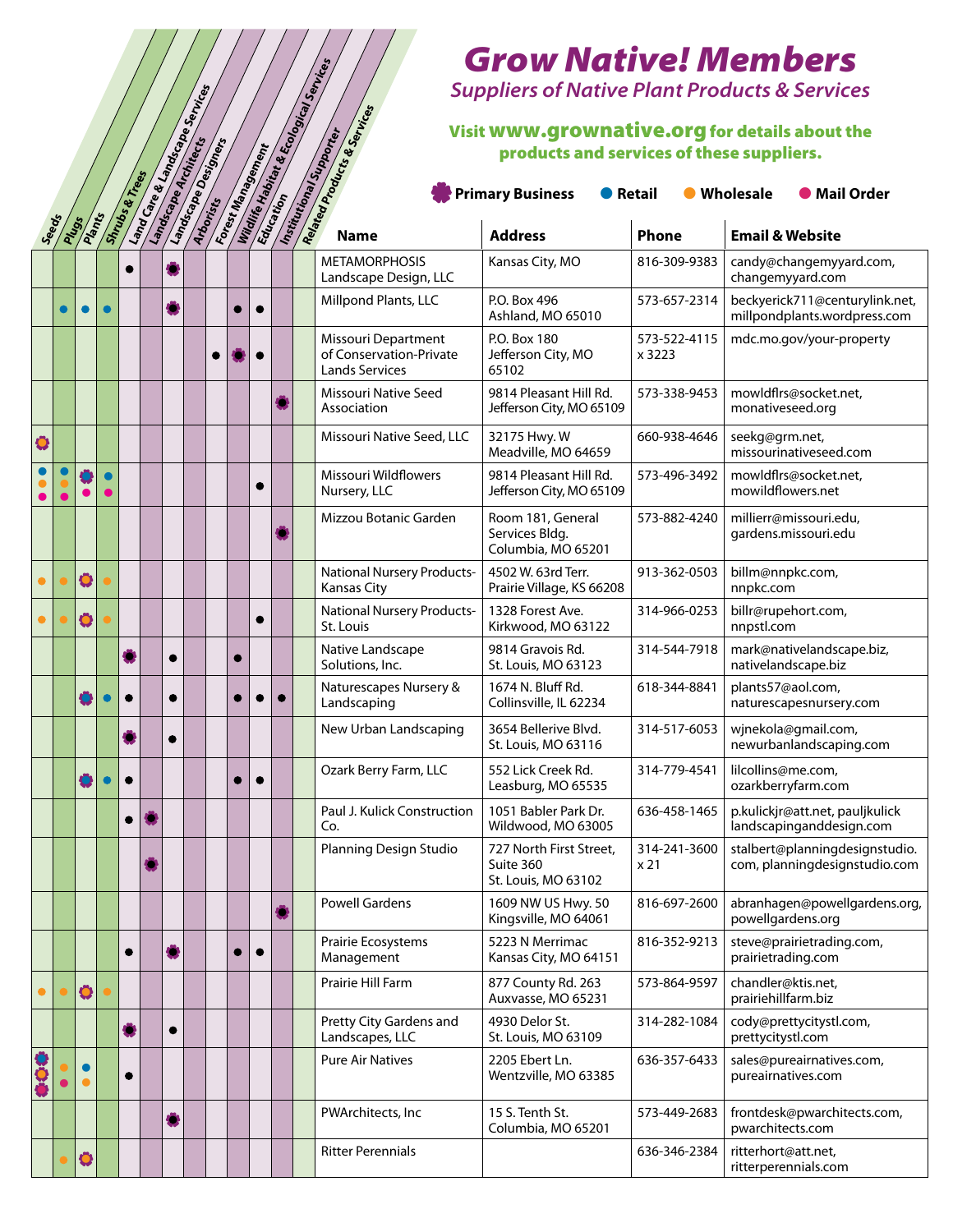# Grow Native! Members

*Suppliers of Native Plant Products & Services*

**Visit www.grownative.org for details about the products and services of these suppliers.**

✿ Primary Business ● Retail ● Wholesale ● Mail Order

(In the table below: ✿ = Primary Business, R = Retail, W = Wholesale, M = Mail Order, ● = service offered)

| Seeds | Plugs | Plants | Shrubs & Trees | Land Care & Landscape Services | Landscape Architects | Landscape Designers | Arborists | Forest Management | Wildlife Habitat & Ecological Services | Education | Institutional Supporter | Related Products & Services | Name | Address | Phone | Email & Website |
|---|---|---|---|---|---|---|---|---|---|---|---|---|---|---|---|---|
| | | | | ● | | ✿ | | | | | | | METAMORPHOSIS Landscape Design, LLC | Kansas City, MO | 816-309-9383 | candy@changemyyard.com, changemyyard.com |
| | R | R | R | | | ✿ | | | ● | ● | | | Millpond Plants, LLC | P.O. Box 496 Ashland, MO 65010 | 573-657-2314 | beckyerick711@centurylink.net, millpondplants.wordpress.com |
| | | | | | | | | ● | ✿ | ● | | | Missouri Department of Conservation-Private Lands Services | P.O. Box 180 Jefferson City, MO 65102 | 573-522-4115 x 3223 | mdc.mo.gov/your-property |
| | | | | | | | | | | | ✿ | | Missouri Native Seed Association | 9814 Pleasant Hill Rd. Jefferson City, MO 65109 | 573-338-9453 | mowldflrs@socket.net, monativeseed.org |
| ✿ | | | | | | | | | | | | | Missouri Native Seed, LLC | 32175 Hwy. W Meadville, MO 64659 | 660-938-4646 | seekg@grm.net, missourinativeseed.com |
| R, W, M | R, W, M | ✿, M | R, M | | | | | | | ● | | | Missouri Wildflowers Nursery, LLC | 9814 Pleasant Hill Rd. Jefferson City, MO 65109 | 573-496-3492 | mowldflrs@socket.net, mowildflowers.net |
| | | | | | | | | | | | ✿ | | Mizzou Botanic Garden | Room 181, General Services Bldg. Columbia, MO 65201 | 573-882-4240 | millierr@missouri.edu, gardens.missouri.edu |
| W | W | ✿ | W | | | | | | | | | | National Nursery Products-Kansas City | 4502 W. 63rd Terr. Prairie Village, KS 66208 | 913-362-0503 | billm@nnpkc.com, nnpkc.com |
| W | W | ✿ | W | | | | | | | ● | | | National Nursery Products-St. Louis | 1328 Forest Ave. Kirkwood, MO 63122 | 314-966-0253 | billr@rupehort.com, nnpstl.com |
| | | | | ✿ | | ● | | | ● | | | | Native Landscape Solutions, Inc. | 9814 Gravois Rd. St. Louis, MO 63123 | 314-544-7918 | mark@nativelandscape.biz, nativelandscape.biz |
| | | ✿ | R | ● | | ● | | | ● | ● | ● | | Naturescapes Nursery & Landscaping | 1674 N. Bluff Rd. Collinsville, IL 62234 | 618-344-8841 | plants57@aol.com, naturescapesnursery.com |
| | | | | ✿ | | ● | | | | | | | New Urban Landscaping | 3654 Bellerive Blvd. St. Louis, MO 63116 | 314-517-6053 | wjnekola@gmail.com, newurbanlandscaping.com |
| | | ✿ | R | ● | | | | | ● | ● | | | Ozark Berry Farm, LLC | 552 Lick Creek Rd. Leasburg, MO 65535 | 314-779-4541 | lilcollins@me.com, ozarkberryfarm.com |
| | | | | ● | ✿ | | | | | | | | Paul J. Kulick Construction Co. | 1051 Babler Park Dr. Wildwood, MO 63005 | 636-458-1465 | p.kulickjr@att.net, pauljkulick landscapinganddesign.com |
| | | | | | ✿ | | | | | | | | Planning Design Studio | 727 North First Street, Suite 360 St. Louis, MO 63102 | 314-241-3600 x 21 | stalbert@planningdesignstudio.com, planningdesignstudio.com |
| | | | | | | | | | | | ✿ | | Powell Gardens | 1609 NW US Hwy. 50 Kingsville, MO 64061 | 816-697-2600 | abranhagen@powellgardens.org, powellgardens.org |
| | | | | ● | | ✿ | | | ● | ● | | | Prairie Ecosystems Management | 5223 N Merrimac Kansas City, MO 64151 | 816-352-9213 | steve@prairietrading.com, prairietrading.com |
| W | W | ✿ | W | | | | | | | | | | Prairie Hill Farm | 877 County Rd. 263 Auxvasse, MO 65231 | 573-864-9597 | chandler@ktis.net, prairiehillfarm.biz |
| | | | | ✿ | | ● | | | | | | | Pretty City Gardens and Landscapes, LLC | 4930 Delor St. St. Louis, MO 63109 | 314-282-1084 | cody@prettycitystl.com, prettycitystl.com |
| ✿ (R, W, M) | W, M | R, W | | ● | | | | | | | | | Pure Air Natives | 2205 Ebert Ln. Wentzville, MO 63385 | 636-357-6433 | sales@pureairnatives.com, pureairnatives.com |
| | | | | | | ✿ | | | | | | | PWArchitects, Inc | 15 S. Tenth St. Columbia, MO 65201 | 573-449-2683 | frontdesk@pwarchitects.com, pwarchitects.com |
| | W | ✿ | | | | | | | | | | | Ritter Perennials | | 636-346-2384 | ritterhort@att.net, ritterperennials.com |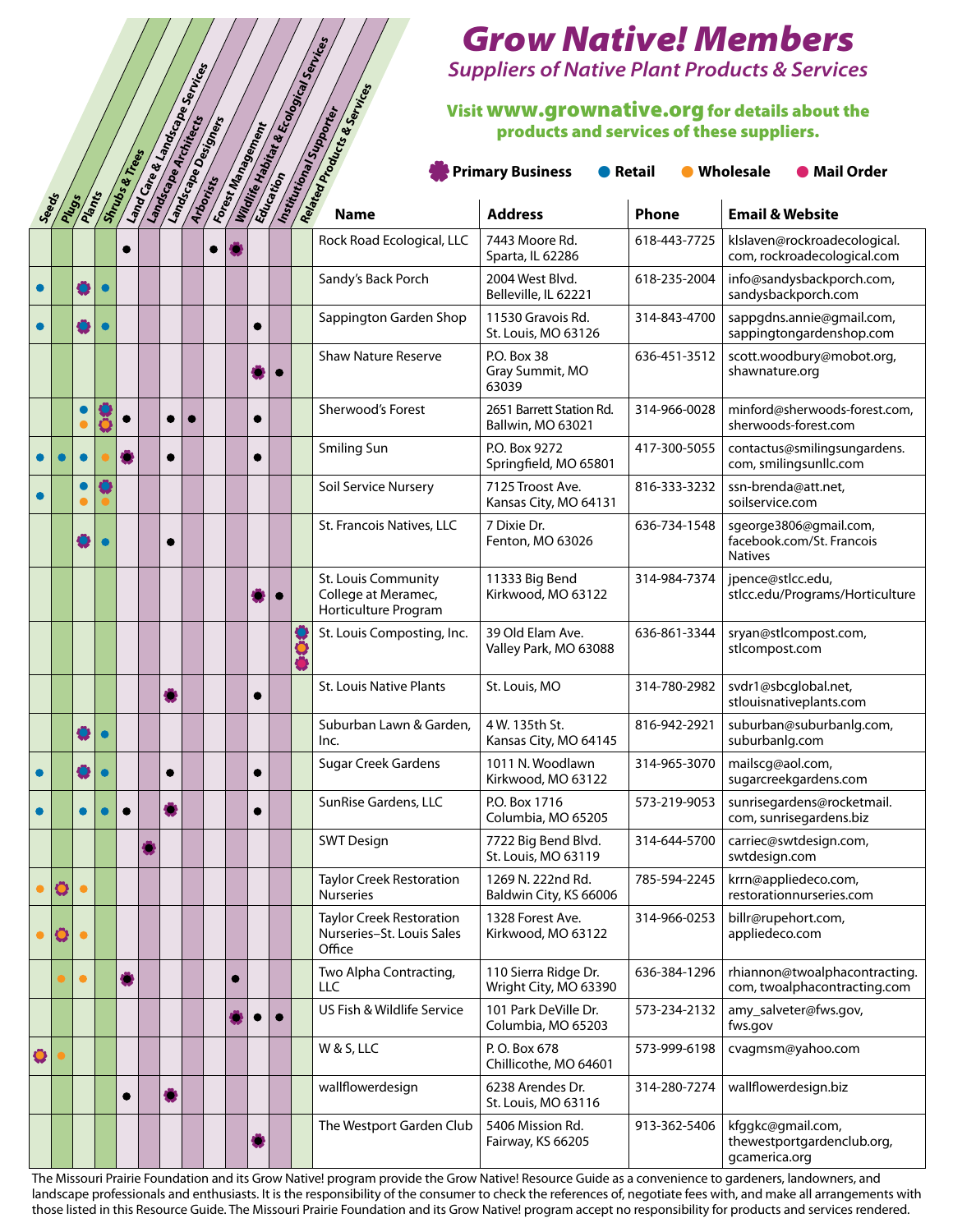# Grow Native! Members

## *Suppliers of Native Plant Products & Services*

**Visit www.grownative.org for details about the products and services of these suppliers.**

**✿ Primary Business ● Retail ● Wholesale ● Mail Order**

Key used in this transcription (the source marks these with colored dots): ✿ = Primary Business, R = Retail, W = Wholesale, M = Mail Order, • = black dot (service offered).

| Seeds | Plugs | Plants | Shrubs & Trees | Land Care & Landscape Services | Landscape Architects | Landscape Designers | Arborists | Forest Management | Wildlife Habitat & Ecological Services | Education | Institutional Supporter | Related Products & Services | Name | Address | Phone | Email & Website |
|---|---|---|---|---|---|---|---|---|---|---|---|---|---|---|---|---|
| | | | | • | | | | • | ✿ | | | | Rock Road Ecological, LLC | 7443 Moore Rd. Sparta, IL 62286 | 618-443-7725 | klslaven@rockroadecological.com, rockroadecological.com |
| R | | ✿R | R | | | | | | | | | | Sandy's Back Porch | 2004 West Blvd. Belleville, IL 62221 | 618-235-2004 | info@sandysbackporch.com, sandysbackporch.com |
| R | | ✿R | R | | | | | | | • | | | Sappington Garden Shop | 11530 Gravois Rd. St. Louis, MO 63126 | 314-843-4700 | sappgdns.annie@gmail.com, sappingtongardenshop.com |
| | | | | | | | | | | ✿ | • | | Shaw Nature Reserve | P.O. Box 38 Gray Summit, MO 63039 | 636-451-3512 | scott.woodbury@mobot.org, shawnature.org |
| | | R W | ✿R ✿W | • | | • | • | | | • | | | Sherwood's Forest | 2651 Barrett Station Rd. Ballwin, MO 63021 | 314-966-0028 | minford@sherwoods-forest.com, sherwoods-forest.com |
| R | R | R | W | ✿ | | • | | | | • | | | Smiling Sun | P.O. Box 9272 Springfield, MO 65801 | 417-300-5055 | contactus@smilingsungardens.com, smilingsunllc.com |
| R | | R W | ✿R W | | | | | | | | | | Soil Service Nursery | 7125 Troost Ave. Kansas City, MO 64131 | 816-333-3232 | ssn-brenda@att.net, soilservice.com |
| | | ✿R | R | | | • | | | | | | | St. Francois Natives, LLC | 7 Dixie Dr. Fenton, MO 63026 | 636-734-1548 | sgeorge3806@gmail.com, facebook.com/St. Francois Natives |
| | | | | | | | | | | ✿ | • | | St. Louis Community College at Meramec, Horticulture Program | 11333 Big Bend Kirkwood, MO 63122 | 314-984-7374 | jpence@stlcc.edu, stlcc.edu/Programs/Horticulture |
| | | | | | | | | | | | | ✿R ✿W ✿M | St. Louis Composting, Inc. | 39 Old Elam Ave. Valley Park, MO 63088 | 636-861-3344 | sryan@stlcompost.com, stlcompost.com |
| | | | | | | ✿ | | | | • | | | St. Louis Native Plants | St. Louis, MO | 314-780-2982 | svdr1@sbcglobal.net, stlouisnativeplants.com |
| | | ✿R | R | | | | | | | | | | Suburban Lawn & Garden, Inc. | 4 W. 135th St. Kansas City, MO 64145 | 816-942-2921 | suburban@suburbanlg.com, suburbanlg.com |
| R | | ✿R | R | | | • | | | | • | | | Sugar Creek Gardens | 1011 N. Woodlawn Kirkwood, MO 63122 | 314-965-3070 | mailscg@aol.com, sugarcreekgardens.com |
| R | | R | R | • | | ✿ | | | | • | | | SunRise Gardens, LLC | P.O. Box 1716 Columbia, MO 65205 | 573-219-9053 | sunrisegardens@rocketmail.com, sunrisegardens.biz |
| | | | | | ✿ | | | | | | | | SWT Design | 7722 Big Bend Blvd. St. Louis, MO 63119 | 314-644-5700 | carriec@swtdesign.com, swtdesign.com |
| W | ✿W | W | | | | | | | | | | | Taylor Creek Restoration Nurseries | 1269 N. 222nd Rd. Baldwin City, KS 66006 | 785-594-2245 | krrn@appliedeco.com, restorationnurseries.com |
| W | ✿W | W | | | | | | | | | | | Taylor Creek Restoration Nurseries–St. Louis Sales Office | 1328 Forest Ave. Kirkwood, MO 63122 | 314-966-0253 | billr@rupehort.com, appliedeco.com |
| | W | W | | ✿ | | | | | • | | | | Two Alpha Contracting, LLC | 110 Sierra Ridge Dr. Wright City, MO 63390 | 636-384-1296 | rhiannon@twoalphacontracting.com, twoalphacontracting.com |
| | | | | | | | | | ✿ | • | • | | US Fish & Wildlife Service | 101 Park DeVille Dr. Columbia, MO 65203 | 573-234-2132 | amy_salveter@fws.gov, fws.gov |
| ✿W | W | | | | | | | | | | | | W & S, LLC | P. O. Box 678 Chillicothe, MO 64601 | 573-999-6198 | cvagmsm@yahoo.com |
| | | | | • | | ✿ | | | | | | | wallflowerdesign | 6238 Arendes Dr. St. Louis, MO 63116 | 314-280-7274 | wallflowerdesign.biz |
| | | | | | | | | | | ✿ | | | The Westport Garden Club | 5406 Mission Rd. Fairway, KS 66205 | 913-362-5406 | kfggkc@gmail.com, thewestportgardenclub.org, gcamerica.org |

The Missouri Prairie Foundation and its Grow Native! program provide the Grow Native! Resource Guide as a convenience to gardeners, landowners, and landscape professionals and enthusiasts. It is the responsibility of the consumer to check the references of, negotiate fees with, and make all arrangements with those listed in this Resource Guide. The Missouri Prairie Foundation and its Grow Native! program accept no responsibility for products and services rendered.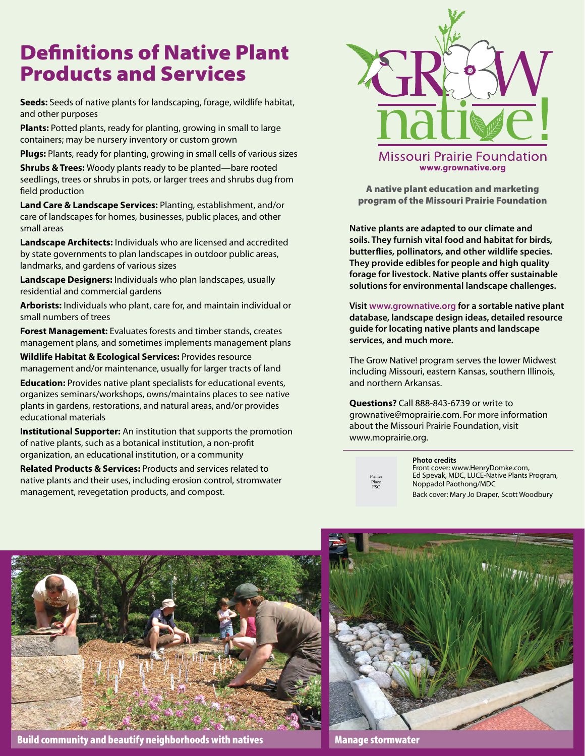# Definitions of Native Plant Products and Services

**Seeds:** Seeds of native plants for landscaping, forage, wildlife habitat, and other purposes

**Plants:** Potted plants, ready for planting, growing in small to large containers; may be nursery inventory or custom grown

**Plugs:** Plants, ready for planting, growing in small cells of various sizes

**Shrubs & Trees:** Woody plants ready to be planted—bare rooted seedlings, trees or shrubs in pots, or larger trees and shrubs dug from field production

**Land Care & Landscape Services:** Planting, establishment, and/or care of landscapes for homes, businesses, public places, and other small areas

**Landscape Architects:** Individuals who are licensed and accredited by state governments to plan landscapes in outdoor public areas, landmarks, and gardens of various sizes

**Landscape Designers:** Individuals who plan landscapes, usually residential and commercial gardens

**Arborists:** Individuals who plant, care for, and maintain individual or small numbers of trees

**Forest Management:** Evaluates forests and timber stands, creates management plans, and sometimes implements management plans

**Wildlife Habitat & Ecological Services:** Provides resource management and/or maintenance, usually for larger tracts of land

**Education:** Provides native plant specialists for educational events, organizes seminars/workshops, owns/maintains places to see native plants in gardens, restorations, and natural areas, and/or provides educational materials

**Institutional Supporter:** An institution that supports the promotion of native plants, such as a botanical institution, a non-profit organization, an educational institution, or a community

**Related Products & Services:** Products and services related to native plants and their uses, including erosion control, stormwater management, revegetation products, and compost.

GROW native!

Missouri Prairie Foundation
www.grownative.org

**A native plant education and marketing program of the Missouri Prairie Foundation**

**Native plants are adapted to our climate and soils. They furnish vital food and habitat for birds, butterflies, pollinators, and other wildlife species. They provide edibles for people and high quality forage for livestock. Native plants offer sustainable solutions for environmental landscape challenges.**

**Visit www.grownative.org for a sortable native plant database, landscape design ideas, detailed resource guide for locating native plants and landscape services, and much more.**

The Grow Native! program serves the lower Midwest including Missouri, eastern Kansas, southern Illinois, and northern Arkansas.

**Questions?** Call 888-843-6739 or write to grownative@moprairie.com. For more information about the Missouri Prairie Foundation, visit www.moprairie.org.

Printer Place FSC

**Photo credits**
Front cover: www.HenryDomke.com, Ed Spevak, MDC, LUCE-Native Plants Program, Noppadol Paothong/MDC
Back cover: Mary Jo Draper, Scott Woodbury

Build community and beautify neighborhoods with natives

Manage stormwater